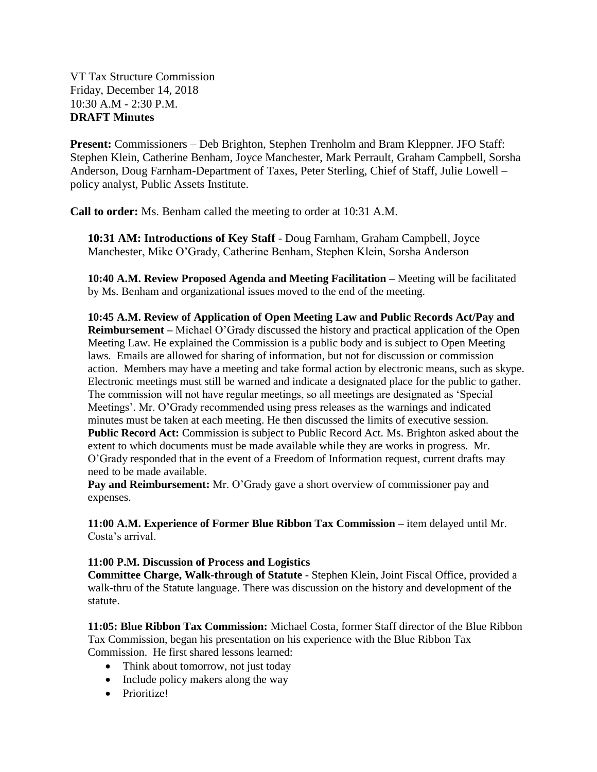VT Tax Structure Commission
Friday, December 14, 2018
10:30 A.M - 2:30 P.M.
**DRAFT Minutes**

**Present:** Commissioners – Deb Brighton, Stephen Trenholm and Bram Kleppner. JFO Staff: Stephen Klein, Catherine Benham, Joyce Manchester, Mark Perrault, Graham Campbell, Sorsha Anderson, Doug Farnham-Department of Taxes, Peter Sterling, Chief of Staff, Julie Lowell – policy analyst, Public Assets Institute.

**Call to order:** Ms. Benham called the meeting to order at 10:31 A.M.

**10:31 AM: Introductions of Key Staff** - Doug Farnham, Graham Campbell, Joyce Manchester, Mike O'Grady, Catherine Benham, Stephen Klein, Sorsha Anderson

**10:40 A.M. Review Proposed Agenda and Meeting Facilitation –** Meeting will be facilitated by Ms. Benham and organizational issues moved to the end of the meeting.

**10:45 A.M. Review of Application of Open Meeting Law and Public Records Act/Pay and Reimbursement –** Michael O'Grady discussed the history and practical application of the Open Meeting Law. He explained the Commission is a public body and is subject to Open Meeting laws. Emails are allowed for sharing of information, but not for discussion or commission action. Members may have a meeting and take formal action by electronic means, such as skype. Electronic meetings must still be warned and indicate a designated place for the public to gather. The commission will not have regular meetings, so all meetings are designated as 'Special Meetings'. Mr. O'Grady recommended using press releases as the warnings and indicated minutes must be taken at each meeting. He then discussed the limits of executive session.
**Public Record Act:** Commission is subject to Public Record Act. Ms. Brighton asked about the extent to which documents must be made available while they are works in progress. Mr. O'Grady responded that in the event of a Freedom of Information request, current drafts may need to be made available.
**Pay and Reimbursement:** Mr. O'Grady gave a short overview of commissioner pay and expenses.

**11:00 A.M. Experience of Former Blue Ribbon Tax Commission –** item delayed until Mr. Costa's arrival.

**11:00 P.M. Discussion of Process and Logistics**
**Committee Charge, Walk-through of Statute** - Stephen Klein, Joint Fiscal Office, provided a walk-thru of the Statute language. There was discussion on the history and development of the statute.

**11:05: Blue Ribbon Tax Commission:** Michael Costa, former Staff director of the Blue Ribbon Tax Commission, began his presentation on his experience with the Blue Ribbon Tax Commission. He first shared lessons learned:

- Think about tomorrow, not just today
- Include policy makers along the way
- Prioritize!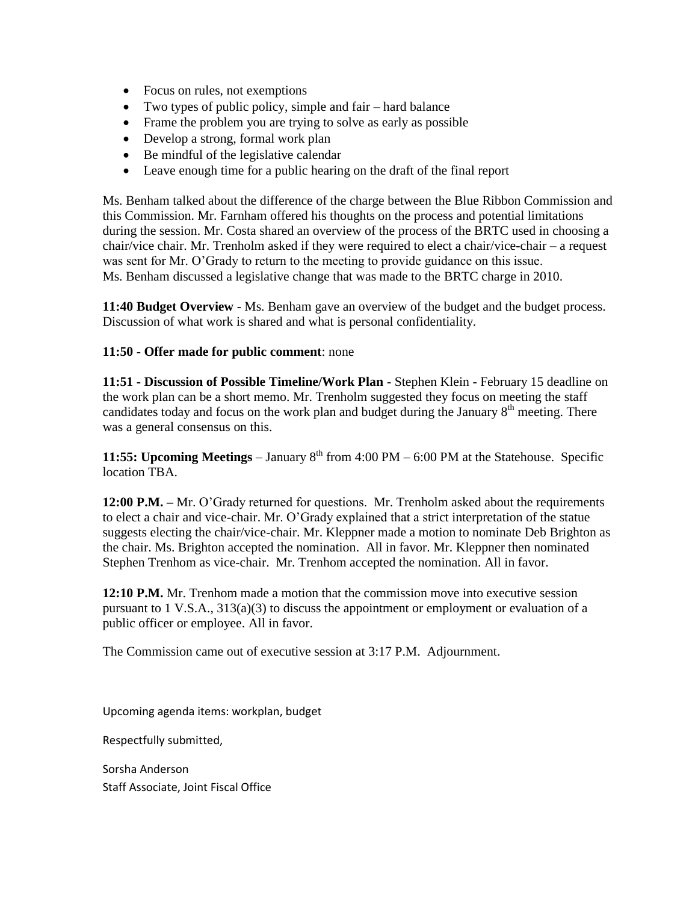- Focus on rules, not exemptions
- Two types of public policy, simple and fair – hard balance
- Frame the problem you are trying to solve as early as possible
- Develop a strong, formal work plan
- Be mindful of the legislative calendar
- Leave enough time for a public hearing on the draft of the final report

Ms. Benham talked about the difference of the charge between the Blue Ribbon Commission and this Commission. Mr. Farnham offered his thoughts on the process and potential limitations during the session. Mr. Costa shared an overview of the process of the BRTC used in choosing a chair/vice chair. Mr. Trenholm asked if they were required to elect a chair/vice-chair – a request was sent for Mr. O'Grady to return to the meeting to provide guidance on this issue. Ms. Benham discussed a legislative change that was made to the BRTC charge in 2010.

**11:40 Budget Overview** - Ms. Benham gave an overview of the budget and the budget process. Discussion of what work is shared and what is personal confidentiality.

**11:50** - **Offer made for public comment**: none

**11:51 - Discussion of Possible Timeline/Work Plan** - Stephen Klein - February 15 deadline on the work plan can be a short memo. Mr. Trenholm suggested they focus on meeting the staff candidates today and focus on the work plan and budget during the January 8th meeting. There was a general consensus on this.

**11:55: Upcoming Meetings** – January 8th from 4:00 PM – 6:00 PM at the Statehouse. Specific location TBA.

**12:00 P.M. –** Mr. O'Grady returned for questions. Mr. Trenholm asked about the requirements to elect a chair and vice-chair. Mr. O'Grady explained that a strict interpretation of the statue suggests electing the chair/vice-chair. Mr. Kleppner made a motion to nominate Deb Brighton as the chair. Ms. Brighton accepted the nomination. All in favor. Mr. Kleppner then nominated Stephen Trenhom as vice-chair. Mr. Trenhom accepted the nomination. All in favor.

**12:10 P.M.** Mr. Trenhom made a motion that the commission move into executive session pursuant to 1 V.S.A., 313(a)(3) to discuss the appointment or employment or evaluation of a public officer or employee. All in favor.

The Commission came out of executive session at 3:17 P.M. Adjournment.

Upcoming agenda items: workplan, budget

Respectfully submitted,

Sorsha Anderson
Staff Associate, Joint Fiscal Office